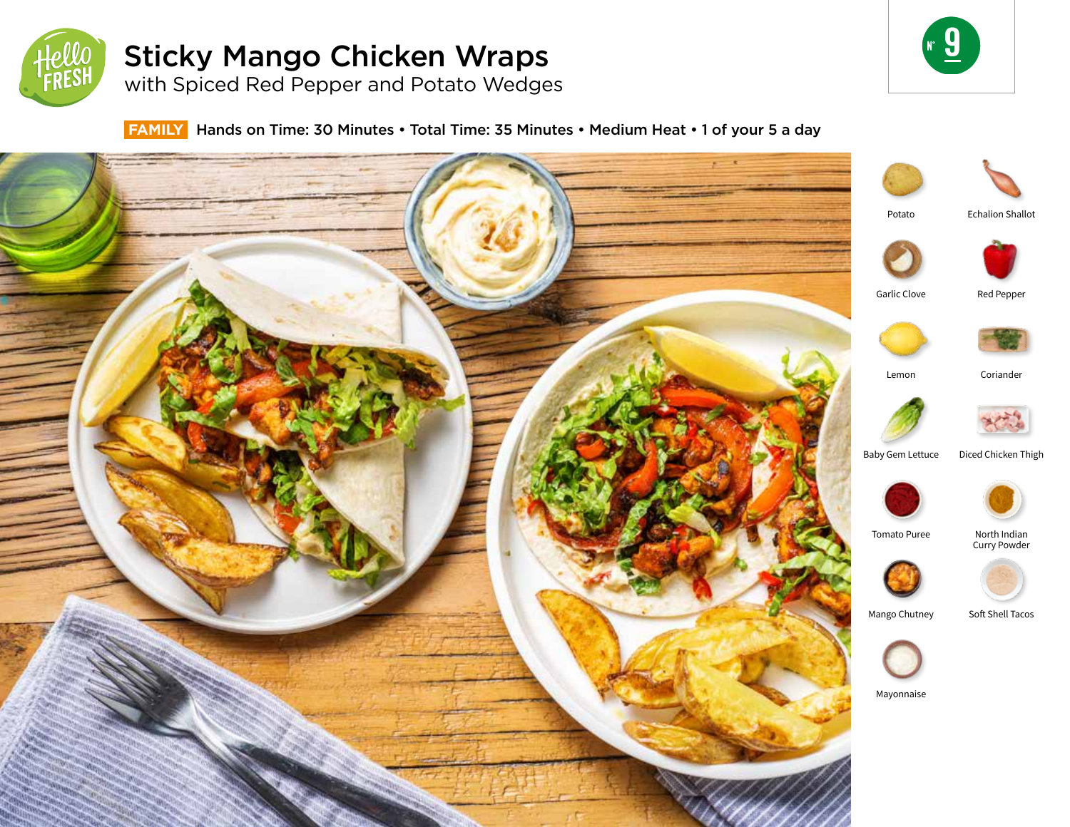# Sticky Mango Chicken Wraps

## with Spiced Red Pepper and Potato Wedges

N° 9

**FAMILY** Hands on Time: 30 Minutes • Total Time: 35 Minutes • Medium Heat • 1 of your 5 a day

- Potato
- Echalion Shallot
- Garlic Clove
- Red Pepper
- Lemon
- Coriander
- Baby Gem Lettuce
- Diced Chicken Thigh
- Tomato Puree
- North Indian Curry Powder
- Mango Chutney
- Soft Shell Tacos
- Mayonnaise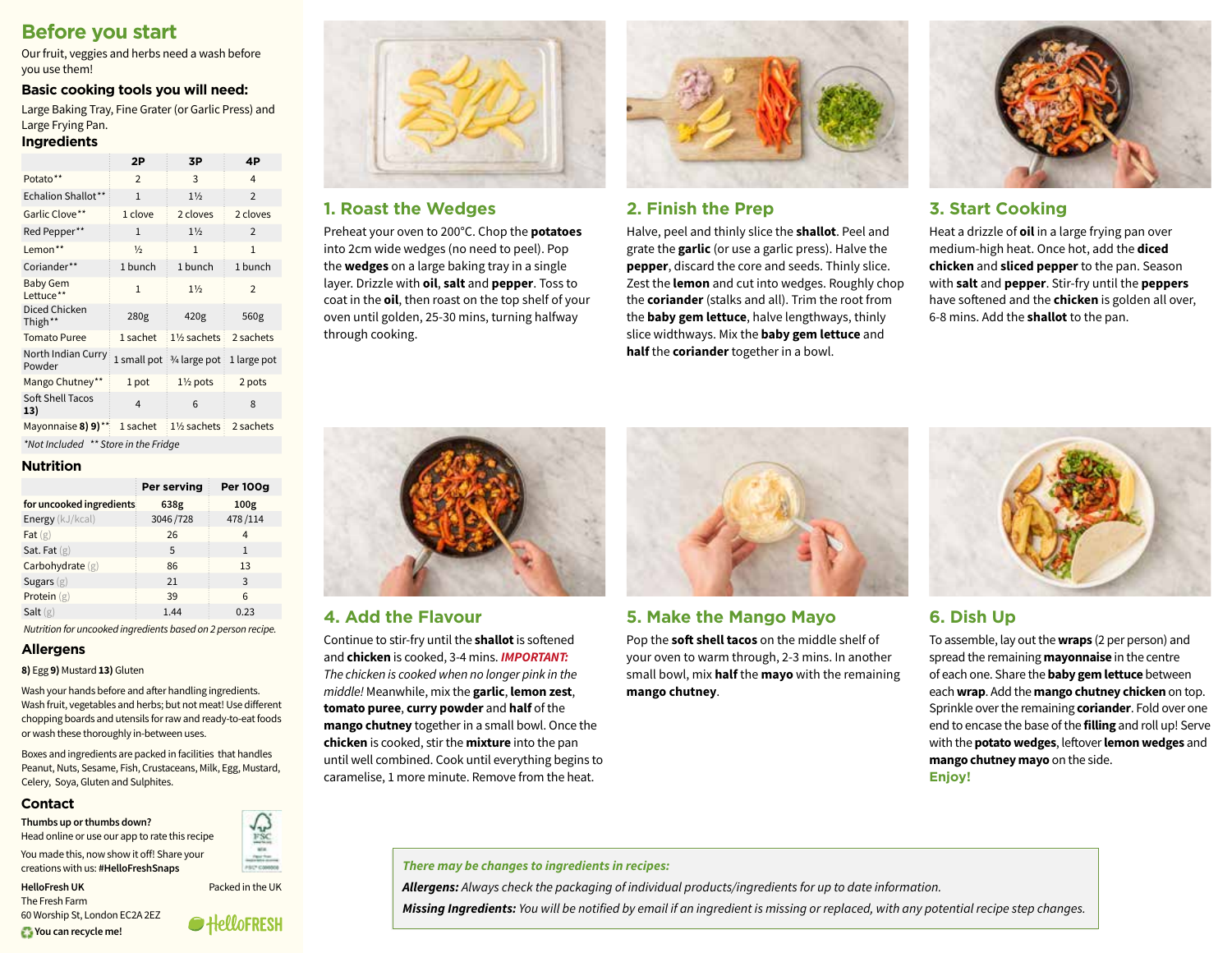## Before you start

Our fruit, veggies and herbs need a wash before you use them!

### Basic cooking tools you will need:

Large Baking Tray, Fine Grater (or Garlic Press) and Large Frying Pan.

### Ingredients

| | 2P | 3P | 4P |
|---|---|---|---|
| Potato** | 2 | 3 | 4 |
| Echalion Shallot** | 1 | 1½ | 2 |
| Garlic Clove** | 1 clove | 2 cloves | 2 cloves |
| Red Pepper** | 1 | 1½ | 2 |
| Lemon** | ½ | 1 | 1 |
| Coriander** | 1 bunch | 1 bunch | 1 bunch |
| Baby Gem Lettuce** | 1 | 1½ | 2 |
| Diced Chicken Thigh** | 280g | 420g | 560g |
| Tomato Puree | 1 sachet | 1½ sachets | 2 sachets |
| North Indian Curry Powder | 1 small pot | ¾ large pot | 1 large pot |
| Mango Chutney** | 1 pot | 1½ pots | 2 pots |
| Soft Shell Tacos **13)** | 4 | 6 | 8 |
| Mayonnaise **8) 9)**** | 1 sachet | 1½ sachets | 2 sachets |

*\*Not Included \*\* Store in the Fridge*

### Nutrition

| | Per serving | Per 100g |
|---|---|---|
| **for uncooked ingredients** | **638g** | **100g** |
| Energy (kJ/kcal) | 3046 /728 | 478 /114 |
| Fat (g) | 26 | 4 |
| Sat. Fat (g) | 5 | 1 |
| Carbohydrate (g) | 86 | 13 |
| Sugars (g) | 21 | 3 |
| Protein (g) | 39 | 6 |
| Salt (g) | 1.44 | 0.23 |

*Nutrition for uncooked ingredients based on 2 person recipe.*

### Allergens

**8)** Egg **9)** Mustard **13)** Gluten

Wash your hands before and after handling ingredients. Wash fruit, vegetables and herbs; but not meat! Use different chopping boards and utensils for raw and ready-to-eat foods or wash these thoroughly in-between uses.

Boxes and ingredients are packed in facilities that handles Peanut, Nuts, Sesame, Fish, Crustaceans, Milk, Egg, Mustard, Celery, Soya, Gluten and Sulphites.

### Contact

**Thumbs up or thumbs down?**
Head online or use our app to rate this recipe

You made this, now show it off! Share your creations with us: **#HelloFreshSnaps**

**HelloFresh UK**
The Fresh Farm
60 Worship St, London EC2A 2EZ

Packed in the UK

**You can recycle me!**

## 1. Roast the Wedges

Preheat your oven to 200°C. Chop the **potatoes** into 2cm wide wedges (no need to peel). Pop the **wedges** on a large baking tray in a single layer. Drizzle with **oil**, **salt** and **pepper**. Toss to coat in the **oil**, then roast on the top shelf of your oven until golden, 25-30 mins, turning halfway through cooking.

## 2. Finish the Prep

Halve, peel and thinly slice the **shallot**. Peel and grate the **garlic** (or use a garlic press). Halve the **pepper**, discard the core and seeds. Thinly slice. Zest the **lemon** and cut into wedges. Roughly chop the **coriander** (stalks and all). Trim the root from the **baby gem lettuce**, halve lengthways, thinly slice widthways. Mix the **baby gem lettuce** and **half** the **coriander** together in a bowl.

## 3. Start Cooking

Heat a drizzle of **oil** in a large frying pan over medium-high heat. Once hot, add the **diced chicken** and **sliced pepper** to the pan. Season with **salt** and **pepper**. Stir-fry until the **peppers** have softened and the **chicken** is golden all over, 6-8 mins. Add the **shallot** to the pan.

## 4. Add the Flavour

Continue to stir-fry until the **shallot** is softened and **chicken** is cooked, 3-4 mins. ***IMPORTANT:*** *The chicken is cooked when no longer pink in the middle!* Meanwhile, mix the **garlic**, **lemon zest**, **tomato puree**, **curry powder** and **half** of the **mango chutney** together in a small bowl. Once the **chicken** is cooked, stir the **mixture** into the pan until well combined. Cook until everything begins to caramelise, 1 more minute. Remove from the heat.

## 5. Make the Mango Mayo

Pop the **soft shell tacos** on the middle shelf of your oven to warm through, 2-3 mins. In another small bowl, mix **half** the **mayo** with the remaining **mango chutney**.

## 6. Dish Up

To assemble, lay out the **wraps** (2 per person) and spread the remaining **mayonnaise** in the centre of each one. Share the **baby gem lettuce** between each **wrap**. Add the **mango chutney chicken** on top. Sprinkle over the remaining **coriander**. Fold over one end to encase the base of the **filling** and roll up! Serve with the **potato wedges**, leftover **lemon wedges** and **mango chutney mayo** on the side.
**Enjoy!**

***There may be changes to ingredients in recipes:***

***Allergens:*** *Always check the packaging of individual products/ingredients for up to date information.*

***Missing Ingredients:*** *You will be notified by email if an ingredient is missing or replaced, with any potential recipe step changes.*